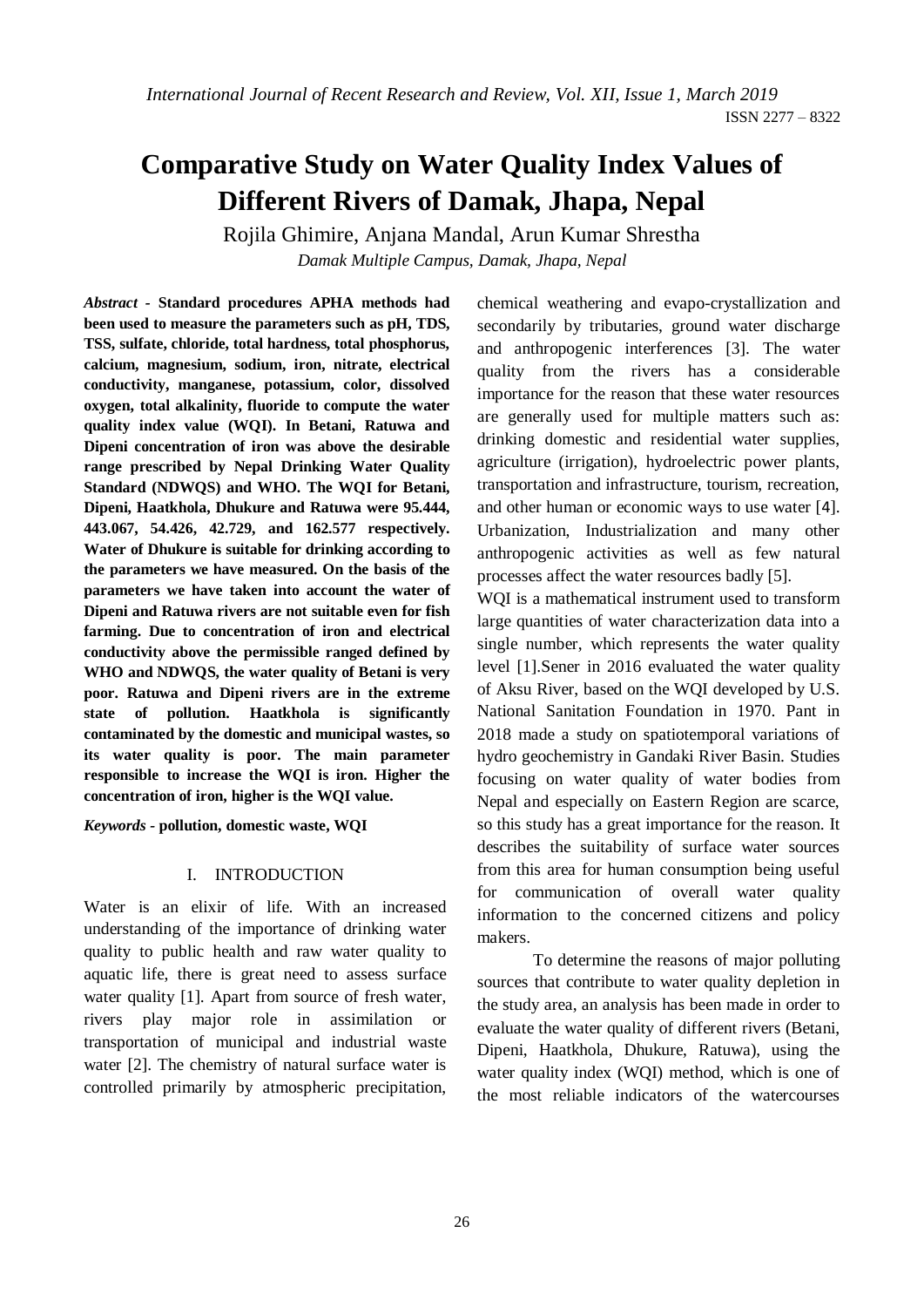# Comparative Study on Water Quality Index Values of Different Rivers of Damak, Jhapa, Nepal

Rojila Ghimire, Anjana Mandal, Arun Kumar Shrestha

*Damak Multiple Campus, Damak, Jhapa, Nepal*

***Abstract*** **- Standard procedures APHA methods had been used to measure the parameters such as pH, TDS, TSS, sulfate, chloride, total hardness, total phosphorus, calcium, magnesium, sodium, iron, nitrate, electrical conductivity, manganese, potassium, color, dissolved oxygen, total alkalinity, fluoride to compute the water quality index value (WQI). In Betani, Ratuwa and Dipeni concentration of iron was above the desirable range prescribed by Nepal Drinking Water Quality Standard (NDWQS) and WHO. The WQI for Betani, Dipeni, Haatkhola, Dhukure and Ratuwa were 95.444, 443.067, 54.426, 42.729, and 162.577 respectively. Water of Dhukure is suitable for drinking according to the parameters we have measured. On the basis of the parameters we have taken into account the water of Dipeni and Ratuwa rivers are not suitable even for fish farming. Due to concentration of iron and electrical conductivity above the permissible ranged defined by WHO and NDWQS, the water quality of Betani is very poor. Ratuwa and Dipeni rivers are in the extreme state of pollution. Haatkhola is significantly contaminated by the domestic and municipal wastes, so its water quality is poor. The main parameter responsible to increase the WQI is iron. Higher the concentration of iron, higher is the WQI value.**

***Keywords*** **- pollution, domestic waste, WQI**

## I. INTRODUCTION

Water is an elixir of life. With an increased understanding of the importance of drinking water quality to public health and raw water quality to aquatic life, there is great need to assess surface water quality [1]. Apart from source of fresh water, rivers play major role in assimilation or transportation of municipal and industrial waste water [2]. The chemistry of natural surface water is controlled primarily by atmospheric precipitation, chemical weathering and evapo-crystallization and secondarily by tributaries, ground water discharge and anthropogenic interferences [3]. The water quality from the rivers has a considerable importance for the reason that these water resources are generally used for multiple matters such as: drinking domestic and residential water supplies, agriculture (irrigation), hydroelectric power plants, transportation and infrastructure, tourism, recreation, and other human or economic ways to use water [4]. Urbanization, Industrialization and many other anthropogenic activities as well as few natural processes affect the water resources badly [5].

WQI is a mathematical instrument used to transform large quantities of water characterization data into a single number, which represents the water quality level [1].Sener in 2016 evaluated the water quality of Aksu River, based on the WQI developed by U.S. National Sanitation Foundation in 1970. Pant in 2018 made a study on spatiotemporal variations of hydro geochemistry in Gandaki River Basin. Studies focusing on water quality of water bodies from Nepal and especially on Eastern Region are scarce, so this study has a great importance for the reason. It describes the suitability of surface water sources from this area for human consumption being useful for communication of overall water quality information to the concerned citizens and policy makers.

To determine the reasons of major polluting sources that contribute to water quality depletion in the study area, an analysis has been made in order to evaluate the water quality of different rivers (Betani, Dipeni, Haatkhola, Dhukure, Ratuwa), using the water quality index (WQI) method, which is one of the most reliable indicators of the watercourses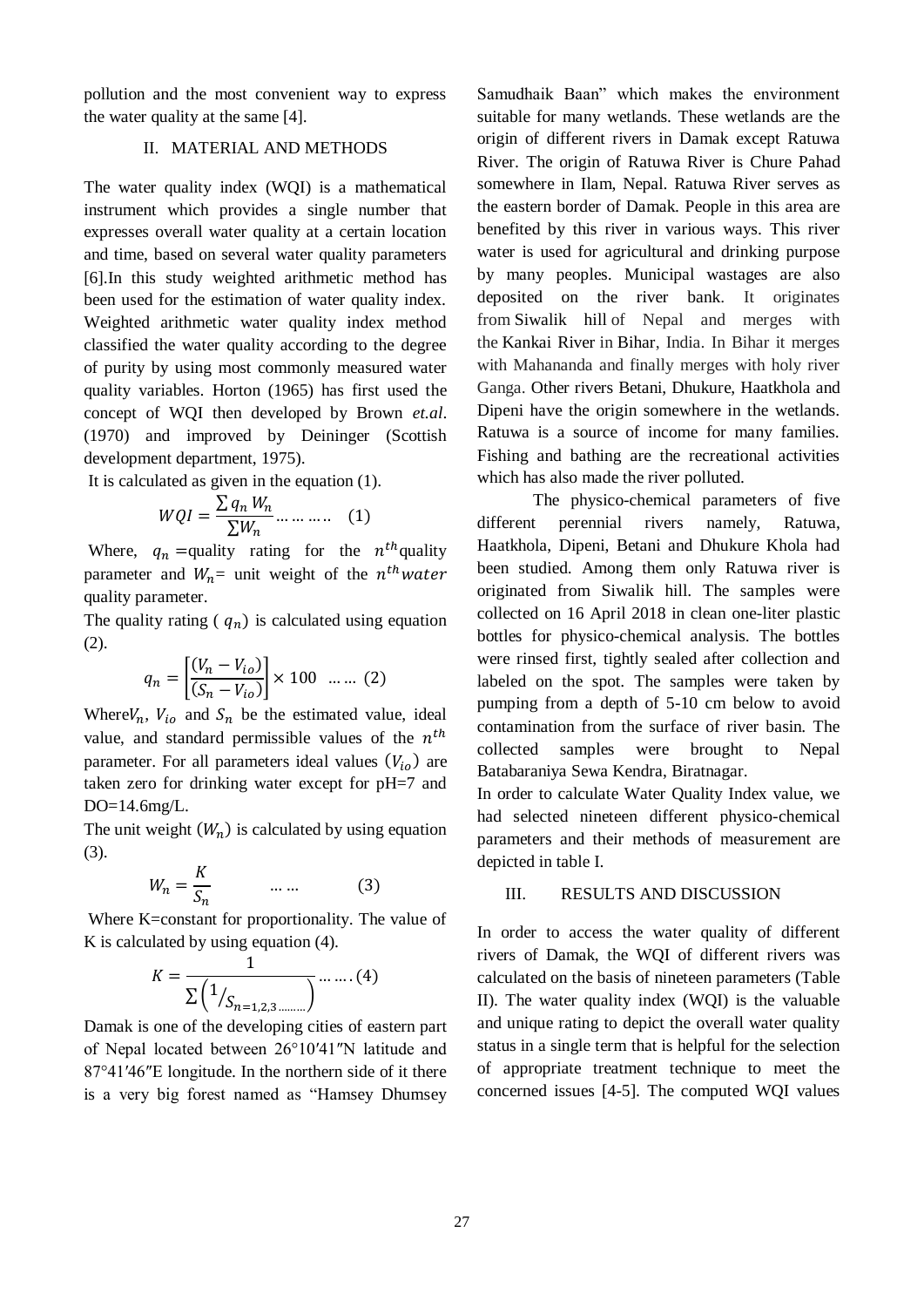pollution and the most convenient way to express the water quality at the same [4].

## II. MATERIAL AND METHODS

The water quality index (WQI) is a mathematical instrument which provides a single number that expresses overall water quality at a certain location and time, based on several water quality parameters [6].In this study weighted arithmetic method has been used for the estimation of water quality index. Weighted arithmetic water quality index method classified the water quality according to the degree of purity by using most commonly measured water quality variables. Horton (1965) has first used the concept of WQI then developed by Brown *et.al*. (1970) and improved by Deininger (Scottish development department, 1975).

It is calculated as given in the equation (1).

$$WQI = \frac{\sum q_n W_n}{\sum W_n} \ldots\ldots\ldots \quad (1)$$

Where, $q_n$ =quality rating for the $n^{th}$quality parameter and $W_n$= unit weight of the $n^{th}$ $water$ quality parameter.

The quality rating ( $q_n$) is calculated using equation (2).

$$q_n = \left[\frac{(V_n - V_{io})}{(S_n - V_{io})}\right] \times 100 \ \ldots\ldots \ (2)$$

Where $V_n$, $V_{io}$ and $S_n$ be the estimated value, ideal value, and standard permissible values of the $n^{th}$ parameter. For all parameters ideal values ($V_{io}$) are taken zero for drinking water except for pH=7 and DO=14.6mg/L.

The unit weight ($W_n$) is calculated by using equation (3).

$$W_n = \frac{K}{S_n} \qquad \ldots\ldots \qquad (3)$$

Where K=constant for proportionality. The value of K is calculated by using equation (4).

$$K = \frac{1}{\sum \left( 1/_{S_{n=1,2,3\ldots\ldots\ldots}} \right)} \ldots\ldots.(4)$$

Damak is one of the developing cities of eastern part of Nepal located between 26°10′41″N latitude and 87°41′46″E longitude. In the northern side of it there is a very big forest named as "Hamsey Dhumsey Samudhaik Baan" which makes the environment suitable for many wetlands. These wetlands are the origin of different rivers in Damak except Ratuwa River. The origin of Ratuwa River is Chure Pahad somewhere in Ilam, Nepal. Ratuwa River serves as the eastern border of Damak. People in this area are benefited by this river in various ways. This river water is used for agricultural and drinking purpose by many peoples. Municipal wastages are also deposited on the river bank. It originates from Siwalik hill of Nepal and merges with the Kankai River in Bihar, India. In Bihar it merges with Mahananda and finally merges with holy river Ganga. Other rivers Betani, Dhukure, Haatkhola and Dipeni have the origin somewhere in the wetlands. Ratuwa is a source of income for many families. Fishing and bathing are the recreational activities which has also made the river polluted.

The physico-chemical parameters of five different perennial rivers namely, Ratuwa, Haatkhola, Dipeni, Betani and Dhukure Khola had been studied. Among them only Ratuwa river is originated from Siwalik hill. The samples were collected on 16 April 2018 in clean one-liter plastic bottles for physico-chemical analysis. The bottles were rinsed first, tightly sealed after collection and labeled on the spot. The samples were taken by pumping from a depth of 5-10 cm below to avoid contamination from the surface of river basin. The collected samples were brought to Nepal Batabaraniya Sewa Kendra, Biratnagar.

In order to calculate Water Quality Index value, we had selected nineteen different physico-chemical parameters and their methods of measurement are depicted in table I.

## III. RESULTS AND DISCUSSION

In order to access the water quality of different rivers of Damak, the WQI of different rivers was calculated on the basis of nineteen parameters (Table II). The water quality index (WQI) is the valuable and unique rating to depict the overall water quality status in a single term that is helpful for the selection of appropriate treatment technique to meet the concerned issues [4-5]. The computed WQI values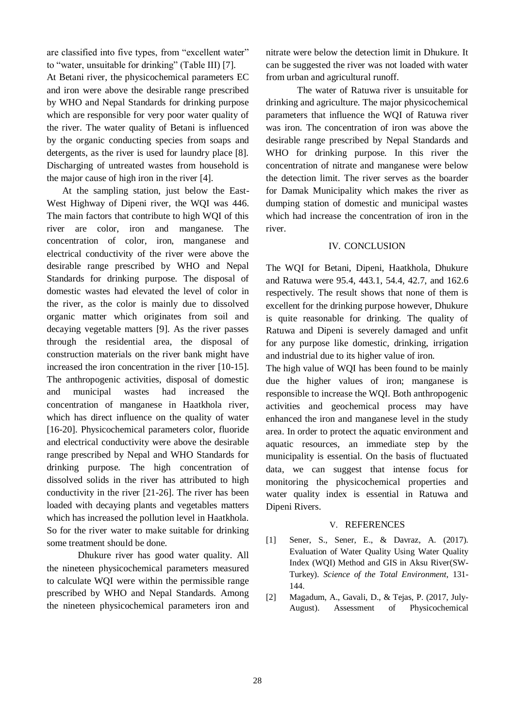are classified into five types, from "excellent water" to "water, unsuitable for drinking" (Table III) [7].

At Betani river, the physicochemical parameters EC and iron were above the desirable range prescribed by WHO and Nepal Standards for drinking purpose which are responsible for very poor water quality of the river. The water quality of Betani is influenced by the organic conducting species from soaps and detergents, as the river is used for laundry place [8]. Discharging of untreated wastes from household is the major cause of high iron in the river [4].

At the sampling station, just below the East-West Highway of Dipeni river, the WQI was 446. The main factors that contribute to high WQI of this river are color, iron and manganese. The concentration of color, iron, manganese and electrical conductivity of the river were above the desirable range prescribed by WHO and Nepal Standards for drinking purpose. The disposal of domestic wastes had elevated the level of color in the river, as the color is mainly due to dissolved organic matter which originates from soil and decaying vegetable matters [9]. As the river passes through the residential area, the disposal of construction materials on the river bank might have increased the iron concentration in the river [10-15]. The anthropogenic activities, disposal of domestic and municipal wastes had increased the concentration of manganese in Haatkhola river, which has direct influence on the quality of water [16-20]. Physicochemical parameters color, fluoride and electrical conductivity were above the desirable range prescribed by Nepal and WHO Standards for drinking purpose. The high concentration of dissolved solids in the river has attributed to high conductivity in the river [21-26]. The river has been loaded with decaying plants and vegetables matters which has increased the pollution level in Haatkhola. So for the river water to make suitable for drinking some treatment should be done.

Dhukure river has good water quality. All the nineteen physicochemical parameters measured to calculate WQI were within the permissible range prescribed by WHO and Nepal Standards. Among the nineteen physicochemical parameters iron and nitrate were below the detection limit in Dhukure. It can be suggested the river was not loaded with water from urban and agricultural runoff.

The water of Ratuwa river is unsuitable for drinking and agriculture. The major physicochemical parameters that influence the WQI of Ratuwa river was iron. The concentration of iron was above the desirable range prescribed by Nepal Standards and WHO for drinking purpose. In this river the concentration of nitrate and manganese were below the detection limit. The river serves as the boarder for Damak Municipality which makes the river as dumping station of domestic and municipal wastes which had increase the concentration of iron in the river.

## IV. CONCLUSION

The WQI for Betani, Dipeni, Haatkhola, Dhukure and Ratuwa were 95.4, 443.1, 54.4, 42.7, and 162.6 respectively. The result shows that none of them is excellent for the drinking purpose however, Dhukure is quite reasonable for drinking. The quality of Ratuwa and Dipeni is severely damaged and unfit for any purpose like domestic, drinking, irrigation and industrial due to its higher value of iron.

The high value of WQI has been found to be mainly due the higher values of iron; manganese is responsible to increase the WQI. Both anthropogenic activities and geochemical process may have enhanced the iron and manganese level in the study area. In order to protect the aquatic environment and aquatic resources, an immediate step by the municipality is essential. On the basis of fluctuated data, we can suggest that intense focus for monitoring the physicochemical properties and water quality index is essential in Ratuwa and Dipeni Rivers.

## V. REFERENCES

[1] Sener, S., Sener, E., & Davraz, A. (2017). Evaluation of Water Quality Using Water Quality Index (WQI) Method and GIS in Aksu River(SW-Turkey). *Science of the Total Environment*, 131-144.

[2] Magadum, A., Gavali, D., & Tejas, P. (2017, July-August). Assessment of Physicochemical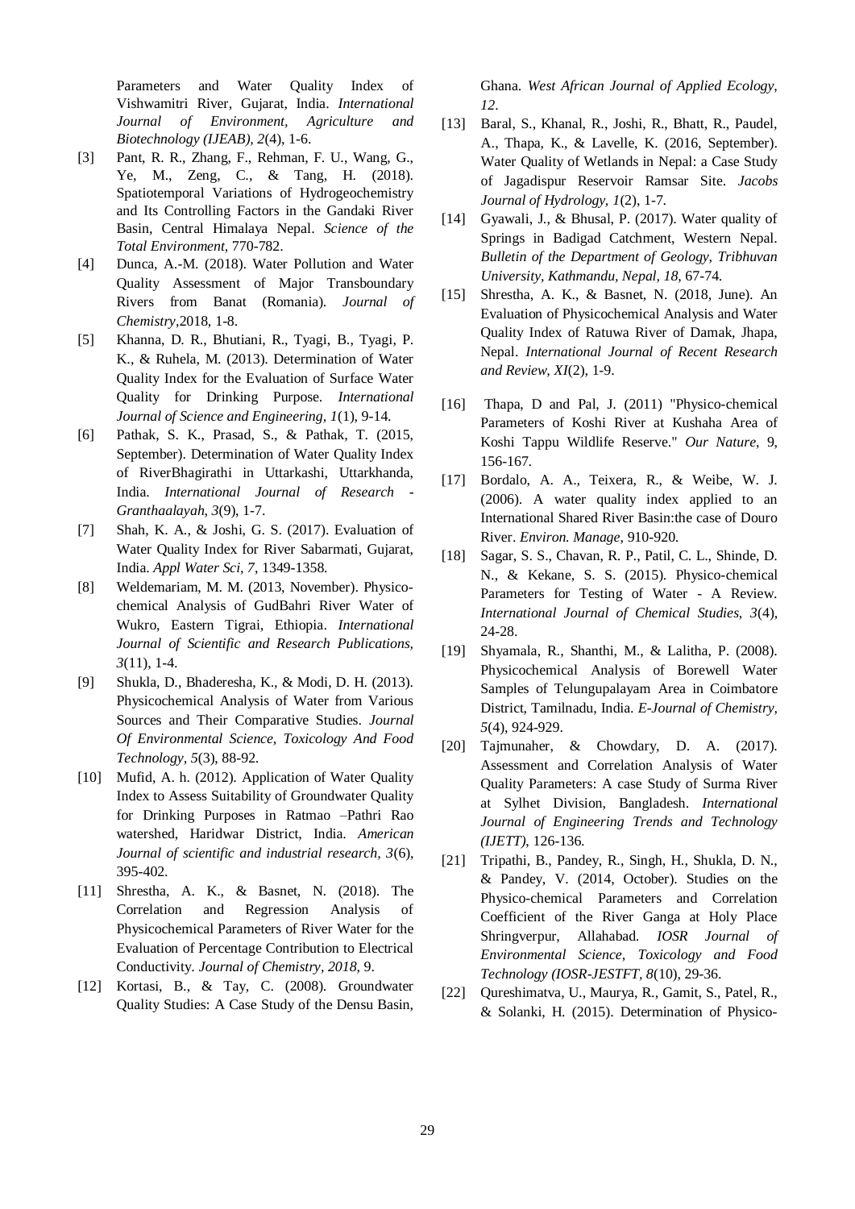Parameters and Water Quality Index of Vishwamitri River, Gujarat, India. *International Journal of Environment, Agriculture and Biotechnology (IJEAB), 2*(4), 1-6.

[3] Pant, R. R., Zhang, F., Rehman, F. U., Wang, G., Ye, M., Zeng, C., & Tang, H. (2018). Spatiotemporal Variations of Hydrogeochemistry and Its Controlling Factors in the Gandaki River Basin, Central Himalaya Nepal. *Science of the Total Environment*, 770-782.

[4] Dunca, A.-M. (2018). Water Pollution and Water Quality Assessment of Major Transboundary Rivers from Banat (Romania). *Journal of Chemistry*,2018, 1-8.

[5] Khanna, D. R., Bhutiani, R., Tyagi, B., Tyagi, P. K., & Ruhela, M. (2013). Determination of Water Quality Index for the Evaluation of Surface Water Quality for Drinking Purpose. *International Journal of Science and Engineering, 1*(1), 9-14.

[6] Pathak, S. K., Prasad, S., & Pathak, T. (2015, September). Determination of Water Quality Index of RiverBhagirathi in Uttarkashi, Uttarkhanda, India. *International Journal of Research - Granthaalayah, 3*(9), 1-7.

[7] Shah, K. A., & Joshi, G. S. (2017). Evaluation of Water Quality Index for River Sabarmati, Gujarat, India. *Appl Water Sci, 7*, 1349-1358.

[8] Weldemariam, M. M. (2013, November). Physico-chemical Analysis of GudBahri River Water of Wukro, Eastern Tigrai, Ethiopia. *International Journal of Scientific and Research Publications, 3*(11), 1-4.

[9] Shukla, D., Bhaderesha, K., & Modi, D. H. (2013). Physicochemical Analysis of Water from Various Sources and Their Comparative Studies. *Journal Of Environmental Science, Toxicology And Food Technology, 5*(3), 88-92.

[10] Mufid, A. h. (2012). Application of Water Quality Index to Assess Suitability of Groundwater Quality for Drinking Purposes in Ratmao –Pathri Rao watershed, Haridwar District, India. *American Journal of scientific and industrial research, 3*(6), 395-402.

[11] Shrestha, A. K., & Basnet, N. (2018). The Correlation and Regression Analysis of Physicochemical Parameters of River Water for the Evaluation of Percentage Contribution to Electrical Conductivity. *Journal of Chemistry, 2018*, 9.

[12] Kortasi, B., & Tay, C. (2008). Groundwater Quality Studies: A Case Study of the Densu Basin, Ghana. *West African Journal of Applied Ecology, 12*.

[13] Baral, S., Khanal, R., Joshi, R., Bhatt, R., Paudel, A., Thapa, K., & Lavelle, K. (2016, September). Water Quality of Wetlands in Nepal: a Case Study of Jagadispur Reservoir Ramsar Site. *Jacobs Journal of Hydrology, 1*(2), 1-7.

[14] Gyawali, J., & Bhusal, P. (2017). Water quality of Springs in Badigad Catchment, Western Nepal. *Bulletin of the Department of Geology, Tribhuvan University, Kathmandu, Nepal, 18*, 67-74.

[15] Shrestha, A. K., & Basnet, N. (2018, June). An Evaluation of Physicochemical Analysis and Water Quality Index of Ratuwa River of Damak, Jhapa, Nepal. *International Journal of Recent Research and Review, XI*(2), 1-9.

[16] Thapa, D and Pal, J. (2011) "Physico-chemical Parameters of Koshi River at Kushaha Area of Koshi Tappu Wildlife Reserve." *Our Nature*, 9, 156-167.

[17] Bordalo, A. A., Teixera, R., & Weibe, W. J. (2006). A water quality index applied to an International Shared River Basin:the case of Douro River. *Environ. Manage*, 910-920.

[18] Sagar, S. S., Chavan, R. P., Patil, C. L., Shinde, D. N., & Kekane, S. S. (2015). Physico-chemical Parameters for Testing of Water - A Review. *International Journal of Chemical Studies, 3*(4), 24-28.

[19] Shyamala, R., Shanthi, M., & Lalitha, P. (2008). Physicochemical Analysis of Borewell Water Samples of Telungupalayam Area in Coimbatore District, Tamilnadu, India. *E-Journal of Chemistry, 5*(4), 924-929.

[20] Tajmunaher, & Chowdary, D. A. (2017). Assessment and Correlation Analysis of Water Quality Parameters: A case Study of Surma River at Sylhet Division, Bangladesh. *International Journal of Engineering Trends and Technology (IJETT)*, 126-136.

[21] Tripathi, B., Pandey, R., Singh, H., Shukla, D. N., & Pandey, V. (2014, October). Studies on the Physico-chemical Parameters and Correlation Coefficient of the River Ganga at Holy Place Shringverpur, Allahabad. *IOSR Journal of Environmental Science, Toxicology and Food Technology (IOSR-JESTFT, 8*(10), 29-36.

[22] Qureshimatva, U., Maurya, R., Gamit, S., Patel, R., & Solanki, H. (2015). Determination of Physico-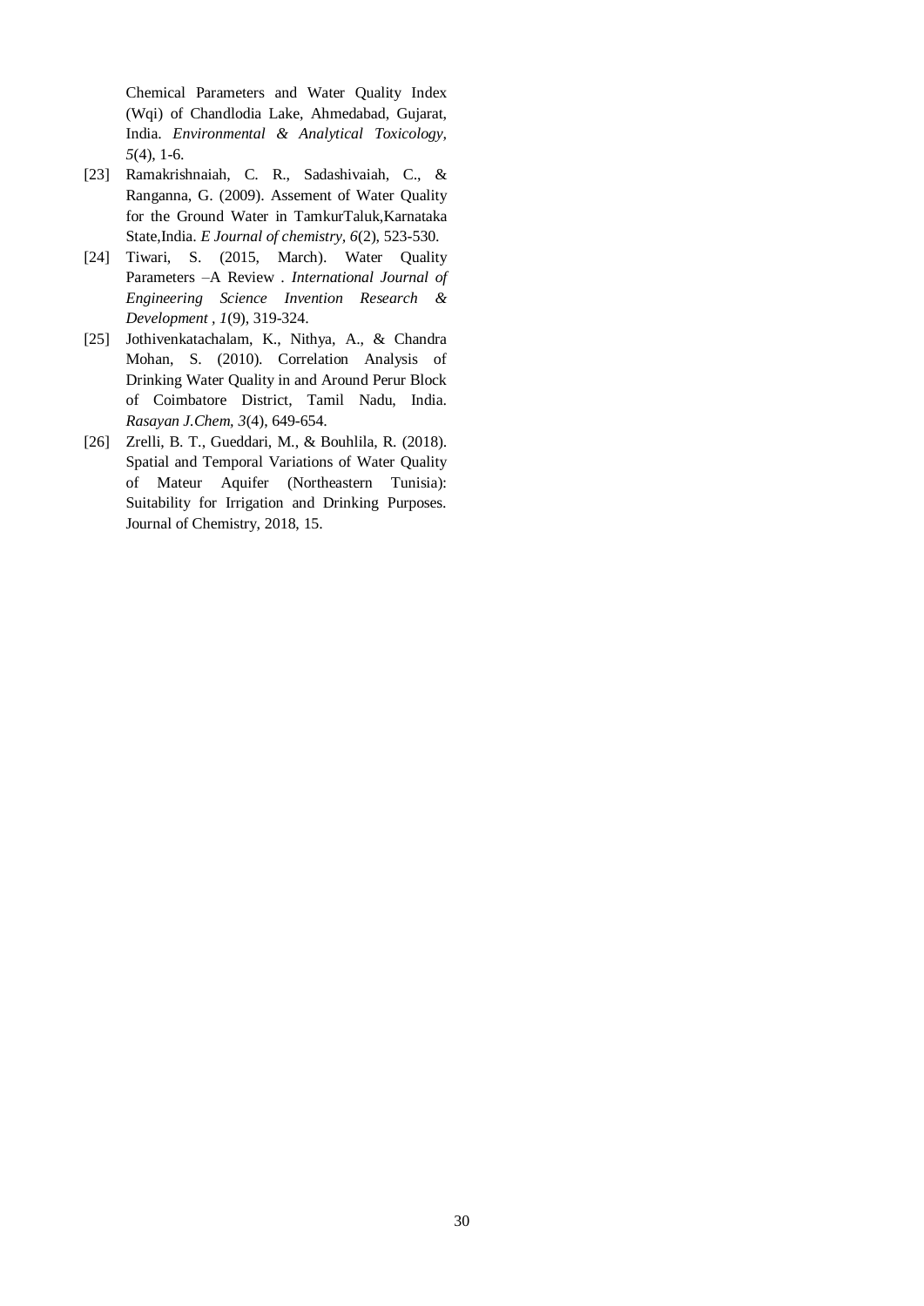Chemical Parameters and Water Quality Index (Wqi) of Chandlodia Lake, Ahmedabad, Gujarat, India. *Environmental & Analytical Toxicology, 5*(4), 1-6.

[23] Ramakrishnaiah, C. R., Sadashivaiah, C., & Ranganna, G. (2009). Assement of Water Quality for the Ground Water in TamkurTaluk,Karnataka State,India. *E Journal of chemistry, 6*(2), 523-530.

[24] Tiwari, S. (2015, March). Water Quality Parameters –A Review . *International Journal of Engineering Science Invention Research & Development , 1*(9), 319-324.

[25] Jothivenkatachalam, K., Nithya, A., & Chandra Mohan, S. (2010). Correlation Analysis of Drinking Water Quality in and Around Perur Block of Coimbatore District, Tamil Nadu, India. *Rasayan J.Chem, 3*(4), 649-654.

[26] Zrelli, B. T., Gueddari, M., & Bouhlila, R. (2018). Spatial and Temporal Variations of Water Quality of Mateur Aquifer (Northeastern Tunisia): Suitability for Irrigation and Drinking Purposes. Journal of Chemistry, 2018, 15.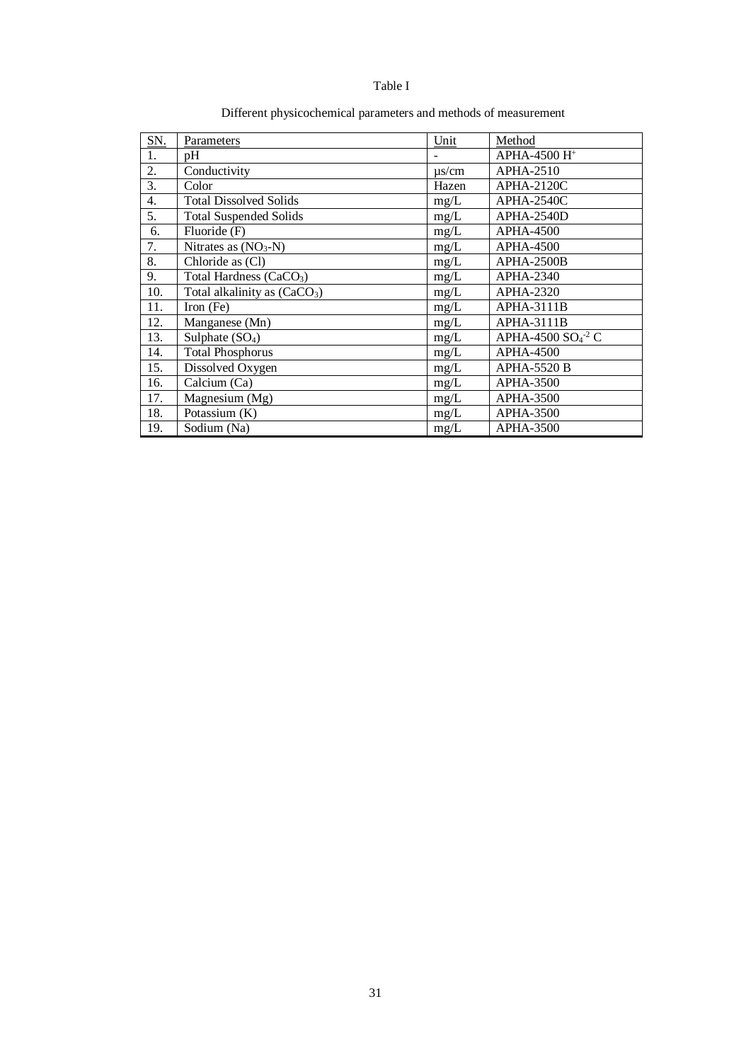Table I

Different physicochemical parameters and methods of measurement

| SN. | Parameters | Unit | Method |
|---|---|---|---|
| 1. | pH | - | APHA-4500 $H^+$ |
| 2. | Conductivity | µs/cm | APHA-2510 |
| 3. | Color | Hazen | APHA-2120C |
| 4. | Total Dissolved Solids | mg/L | APHA-2540C |
| 5. | Total Suspended Solids | mg/L | APHA-2540D |
| 6. | Fluoride (F) | mg/L | APHA-4500 |
| 7. | Nitrates as ($NO_3$-N) | mg/L | APHA-4500 |
| 8. | Chloride as (Cl) | mg/L | APHA-2500B |
| 9. | Total Hardness ($CaCO_3$) | mg/L | APHA-2340 |
| 10. | Total alkalinity as ($CaCO_3$) | mg/L | APHA-2320 |
| 11. | Iron (Fe) | mg/L | APHA-3111B |
| 12. | Manganese (Mn) | mg/L | APHA-3111B |
| 13. | Sulphate ($SO_4$) | mg/L | APHA-4500 $SO_4^{-2}$ C |
| 14. | Total Phosphorus | mg/L | APHA-4500 |
| 15. | Dissolved Oxygen | mg/L | APHA-5520 B |
| 16. | Calcium (Ca) | mg/L | APHA-3500 |
| 17. | Magnesium (Mg) | mg/L | APHA-3500 |
| 18. | Potassium (K) | mg/L | APHA-3500 |
| 19. | Sodium (Na) | mg/L | APHA-3500 |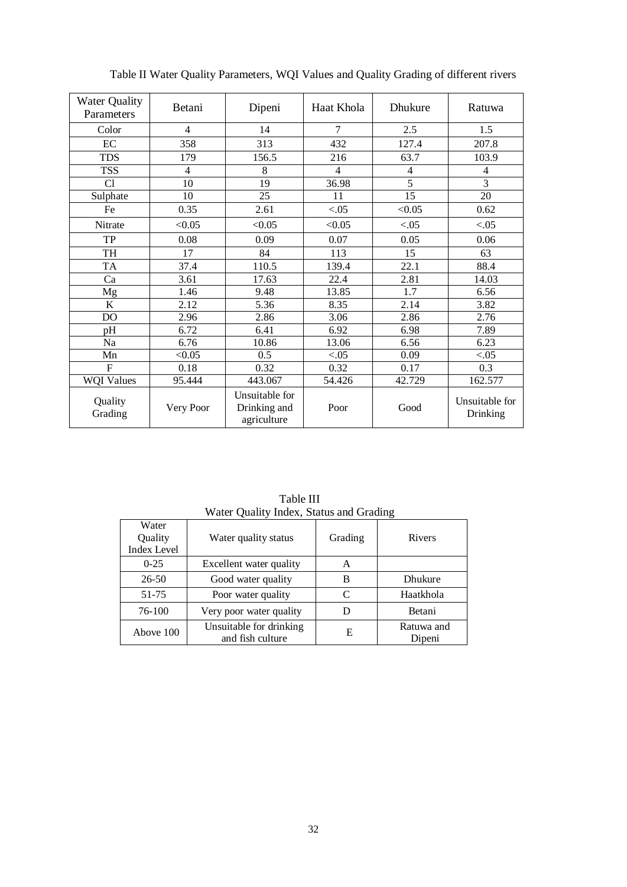Table II Water Quality Parameters, WQI Values and Quality Grading of different rivers

| Water Quality Parameters | Betani | Dipeni | Haat Khola | Dhukure | Ratuwa |
|---|---|---|---|---|---|
| Color | 4 | 14 | 7 | 2.5 | 1.5 |
| EC | 358 | 313 | 432 | 127.4 | 207.8 |
| TDS | 179 | 156.5 | 216 | 63.7 | 103.9 |
| TSS | 4 | 8 | 4 | 4 | 4 |
| Cl | 10 | 19 | 36.98 | 5 | 3 |
| Sulphate | 10 | 25 | 11 | 15 | 20 |
| Fe | 0.35 | 2.61 | <.05 | <0.05 | 0.62 |
| Nitrate | <0.05 | <0.05 | <0.05 | <.05 | <.05 |
| TP | 0.08 | 0.09 | 0.07 | 0.05 | 0.06 |
| TH | 17 | 84 | 113 | 15 | 63 |
| TA | 37.4 | 110.5 | 139.4 | 22.1 | 88.4 |
| Ca | 3.61 | 17.63 | 22.4 | 2.81 | 14.03 |
| Mg | 1.46 | 9.48 | 13.85 | 1.7 | 6.56 |
| K | 2.12 | 5.36 | 8.35 | 2.14 | 3.82 |
| DO | 2.96 | 2.86 | 3.06 | 2.86 | 2.76 |
| pH | 6.72 | 6.41 | 6.92 | 6.98 | 7.89 |
| Na | 6.76 | 10.86 | 13.06 | 6.56 | 6.23 |
| Mn | <0.05 | 0.5 | <.05 | 0.09 | <.05 |
| F | 0.18 | 0.32 | 0.32 | 0.17 | 0.3 |
| WQI Values | 95.444 | 443.067 | 54.426 | 42.729 | 162.577 |
| Quality Grading | Very Poor | Unsuitable for Drinking and agriculture | Poor | Good | Unsuitable for Drinking |

Table III
Water Quality Index, Status and Grading

| Water Quality Index Level | Water quality status | Grading | Rivers |
|---|---|---|---|
| 0-25 | Excellent water quality | A | |
| 26-50 | Good water quality | B | Dhukure |
| 51-75 | Poor water quality | C | Haatkhola |
| 76-100 | Very poor water quality | D | Betani |
| Above 100 | Unsuitable for drinking and fish culture | E | Ratuwa and Dipeni |